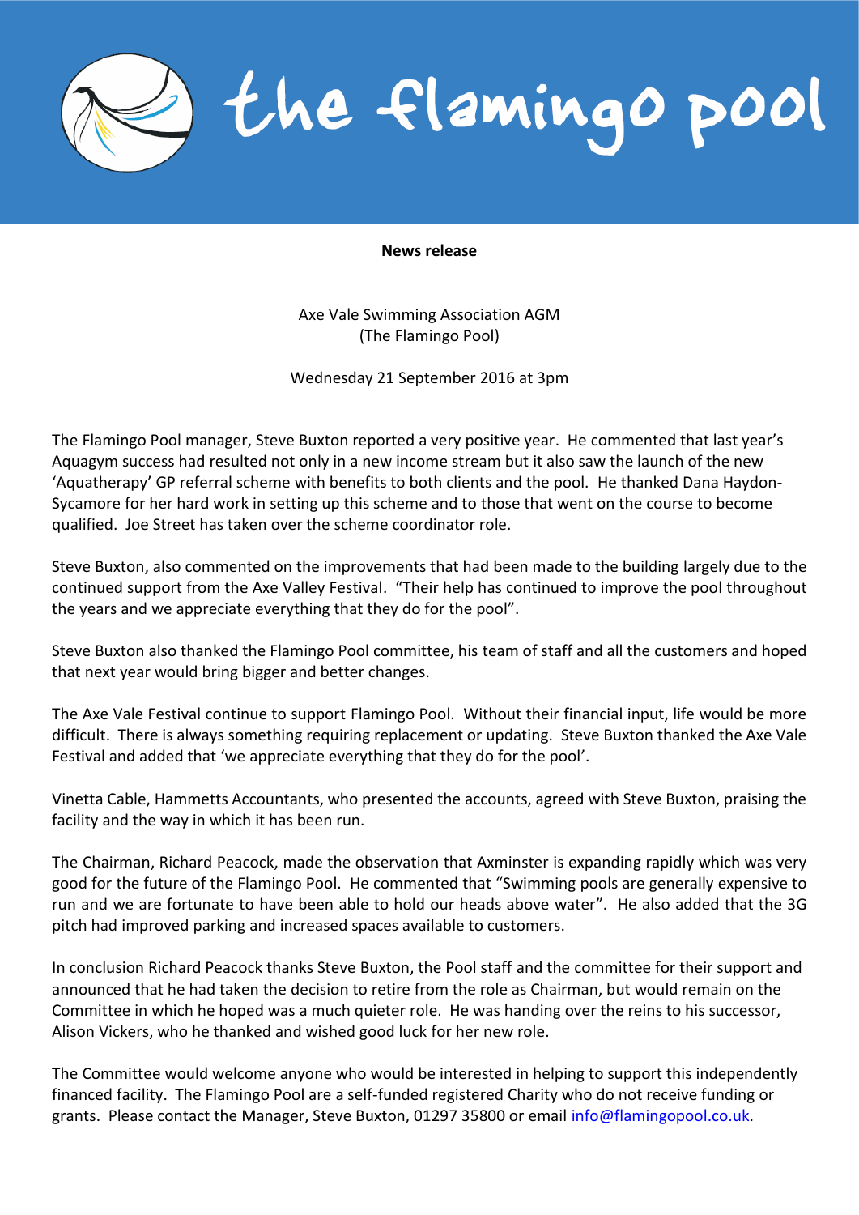# the flamingo pool

**News release**

Axe Vale Swimming Association AGM
(The Flamingo Pool)

Wednesday 21 September 2016 at 3pm

The Flamingo Pool manager, Steve Buxton reported a very positive year. He commented that last year's Aquagym success had resulted not only in a new income stream but it also saw the launch of the new 'Aquatherapy' GP referral scheme with benefits to both clients and the pool. He thanked Dana Haydon-Sycamore for her hard work in setting up this scheme and to those that went on the course to become qualified. Joe Street has taken over the scheme coordinator role.

Steve Buxton, also commented on the improvements that had been made to the building largely due to the continued support from the Axe Valley Festival. "Their help has continued to improve the pool throughout the years and we appreciate everything that they do for the pool".

Steve Buxton also thanked the Flamingo Pool committee, his team of staff and all the customers and hoped that next year would bring bigger and better changes.

The Axe Vale Festival continue to support Flamingo Pool. Without their financial input, life would be more difficult. There is always something requiring replacement or updating. Steve Buxton thanked the Axe Vale Festival and added that 'we appreciate everything that they do for the pool'.

Vinetta Cable, Hammetts Accountants, who presented the accounts, agreed with Steve Buxton, praising the facility and the way in which it has been run.

The Chairman, Richard Peacock, made the observation that Axminster is expanding rapidly which was very good for the future of the Flamingo Pool. He commented that "Swimming pools are generally expensive to run and we are fortunate to have been able to hold our heads above water". He also added that the 3G pitch had improved parking and increased spaces available to customers.

In conclusion Richard Peacock thanks Steve Buxton, the Pool staff and the committee for their support and announced that he had taken the decision to retire from the role as Chairman, but would remain on the Committee in which he hoped was a much quieter role. He was handing over the reins to his successor, Alison Vickers, who he thanked and wished good luck for her new role.

The Committee would welcome anyone who would be interested in helping to support this independently financed facility. The Flamingo Pool are a self-funded registered Charity who do not receive funding or grants. Please contact the Manager, Steve Buxton, 01297 35800 or email info@flamingopool.co.uk.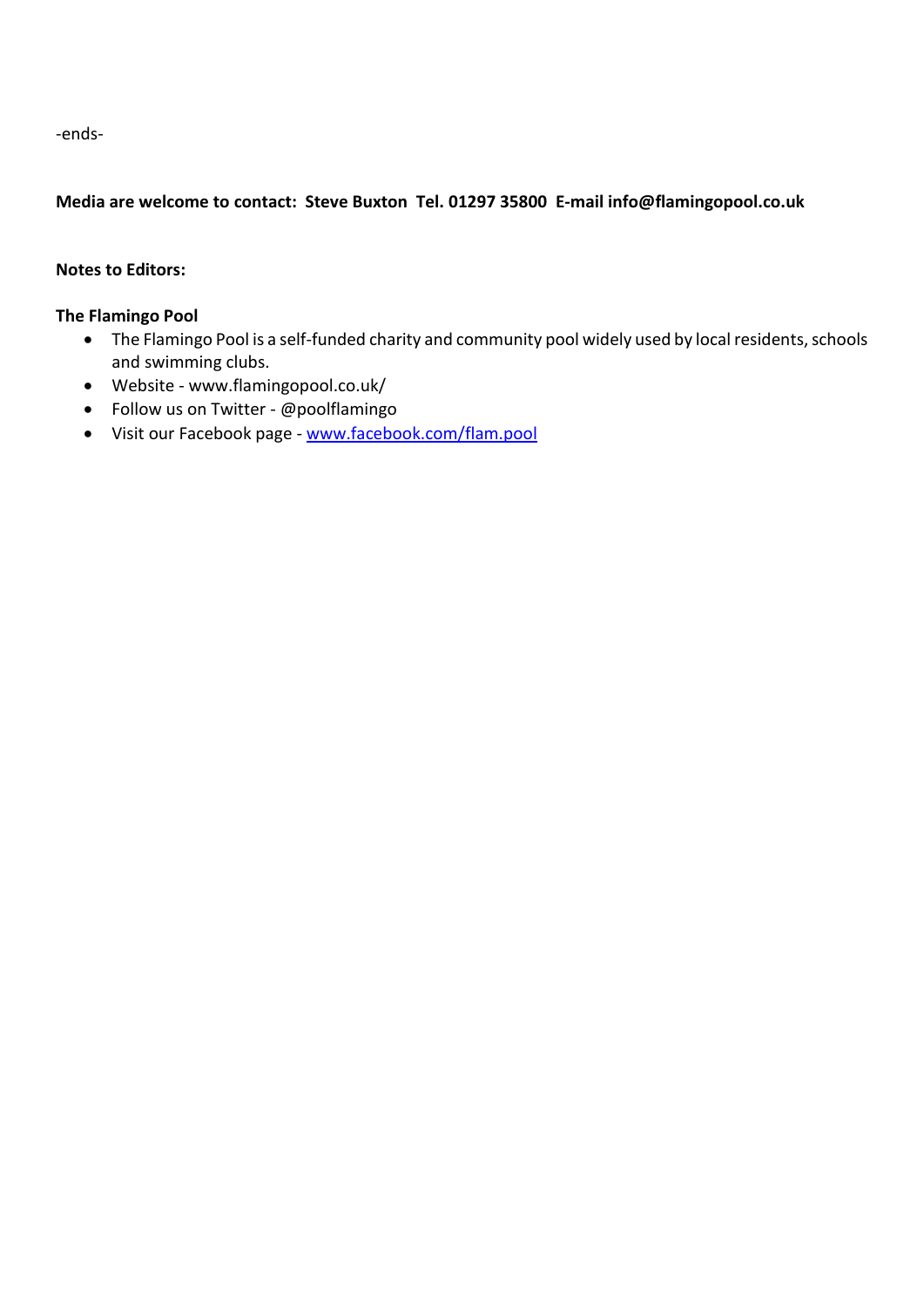-ends-

**Media are welcome to contact: Steve Buxton Tel. 01297 35800 E-mail info@flamingopool.co.uk**

**Notes to Editors:**

**The Flamingo Pool**

- The Flamingo Pool is a self-funded charity and community pool widely used by local residents, schools and swimming clubs.
- Website - www.flamingopool.co.uk/
- Follow us on Twitter - @poolflamingo
- Visit our Facebook page - www.facebook.com/flam.pool